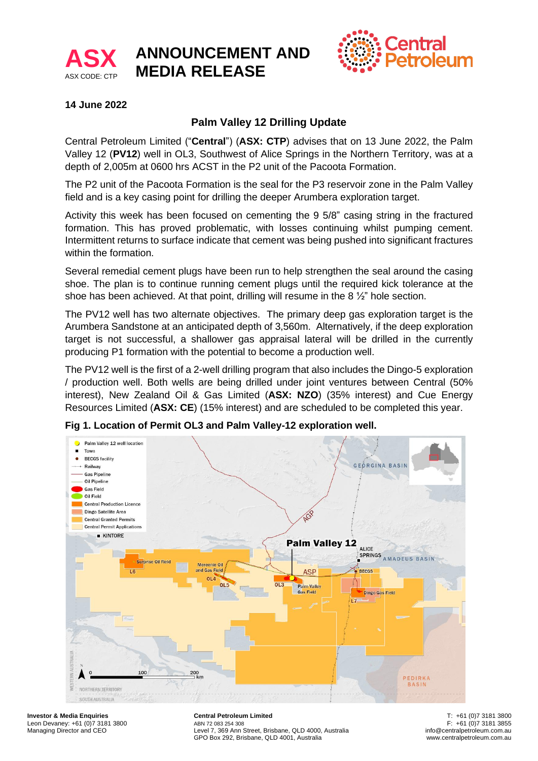# ANNOUNCEMENT AND MEDIA RELEASE

ASX CODE: CTP

**14 June 2022**

## Palm Valley 12 Drilling Update

Central Petroleum Limited ("**Central**") (**ASX: CTP**) advises that on 13 June 2022, the Palm Valley 12 (**PV12**) well in OL3, Southwest of Alice Springs in the Northern Territory, was at a depth of 2,005m at 0600 hrs ACST in the P2 unit of the Pacoota Formation.

The P2 unit of the Pacoota Formation is the seal for the P3 reservoir zone in the Palm Valley field and is a key casing point for drilling the deeper Arumbera exploration target.

Activity this week has been focused on cementing the 9 5/8" casing string in the fractured formation. This has proved problematic, with losses continuing whilst pumping cement. Intermittent returns to surface indicate that cement was being pushed into significant fractures within the formation.

Several remedial cement plugs have been run to help strengthen the seal around the casing shoe. The plan is to continue running cement plugs until the required kick tolerance at the shoe has been achieved. At that point, drilling will resume in the 8 ½" hole section.

The PV12 well has two alternate objectives. The primary deep gas exploration target is the Arumbera Sandstone at an anticipated depth of 3,560m. Alternatively, if the deep exploration target is not successful, a shallower gas appraisal lateral will be drilled in the currently producing P1 formation with the potential to become a production well.

The PV12 well is the first of a 2-well drilling program that also includes the Dingo-5 exploration / production well. Both wells are being drilled under joint ventures between Central (50% interest), New Zealand Oil & Gas Limited (**ASX: NZO**) (35% interest) and Cue Energy Resources Limited (**ASX: CE**) (15% interest) and are scheduled to be completed this year.

**Fig 1. Location of Permit OL3 and Palm Valley-12 exploration well.**

**Investor & Media Enquiries**
Leon Devaney: +61 (0)7 3181 3800
Managing Director and CEO

**Central Petroleum Limited**
ABN 72 083 254 308
Level 7, 369 Ann Street, Brisbane, QLD 4000, Australia
GPO Box 292, Brisbane, QLD 4001, Australia

T: +61 (0)7 3181 3800
F: +61 (0)7 3181 3855
info@centralpetroleum.com.au
www.centralpetroleum.com.au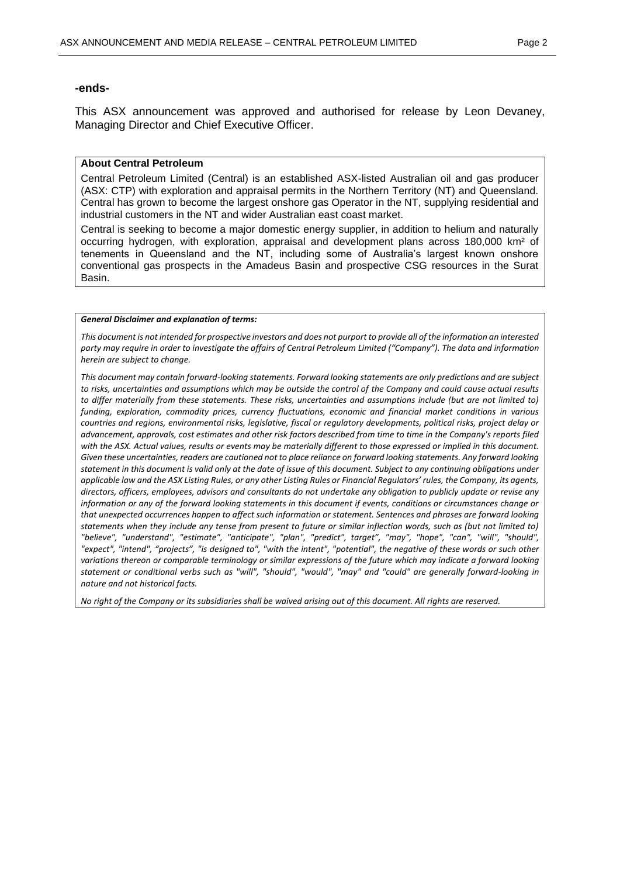**-ends-**

This ASX announcement was approved and authorised for release by Leon Devaney, Managing Director and Chief Executive Officer.

**About Central Petroleum**

Central Petroleum Limited (Central) is an established ASX-listed Australian oil and gas producer (ASX: CTP) with exploration and appraisal permits in the Northern Territory (NT) and Queensland. Central has grown to become the largest onshore gas Operator in the NT, supplying residential and industrial customers in the NT and wider Australian east coast market.

Central is seeking to become a major domestic energy supplier, in addition to helium and naturally occurring hydrogen, with exploration, appraisal and development plans across 180,000 km² of tenements in Queensland and the NT, including some of Australia's largest known onshore conventional gas prospects in the Amadeus Basin and prospective CSG resources in the Surat Basin.

***General Disclaimer and explanation of terms:***

*This document is not intended for prospective investors and does not purport to provide all of the information an interested party may require in order to investigate the affairs of Central Petroleum Limited ("Company"). The data and information herein are subject to change.*

*This document may contain forward-looking statements. Forward looking statements are only predictions and are subject to risks, uncertainties and assumptions which may be outside the control of the Company and could cause actual results to differ materially from these statements. These risks, uncertainties and assumptions include (but are not limited to) funding, exploration, commodity prices, currency fluctuations, economic and financial market conditions in various countries and regions, environmental risks, legislative, fiscal or regulatory developments, political risks, project delay or advancement, approvals, cost estimates and other risk factors described from time to time in the Company's reports filed with the ASX. Actual values, results or events may be materially different to those expressed or implied in this document. Given these uncertainties, readers are cautioned not to place reliance on forward looking statements. Any forward looking statement in this document is valid only at the date of issue of this document. Subject to any continuing obligations under applicable law and the ASX Listing Rules, or any other Listing Rules or Financial Regulators' rules, the Company, its agents, directors, officers, employees, advisors and consultants do not undertake any obligation to publicly update or revise any information or any of the forward looking statements in this document if events, conditions or circumstances change or that unexpected occurrences happen to affect such information or statement. Sentences and phrases are forward looking statements when they include any tense from present to future or similar inflection words, such as (but not limited to) "believe", "understand", "estimate", "anticipate", "plan", "predict", target", "may", "hope", "can", "will", "should", "expect", "intend", "projects", "is designed to", "with the intent", "potential", the negative of these words or such other variations thereon or comparable terminology or similar expressions of the future which may indicate a forward looking statement or conditional verbs such as "will", "should", "would", "may" and "could" are generally forward-looking in nature and not historical facts.*

*No right of the Company or its subsidiaries shall be waived arising out of this document. All rights are reserved.*